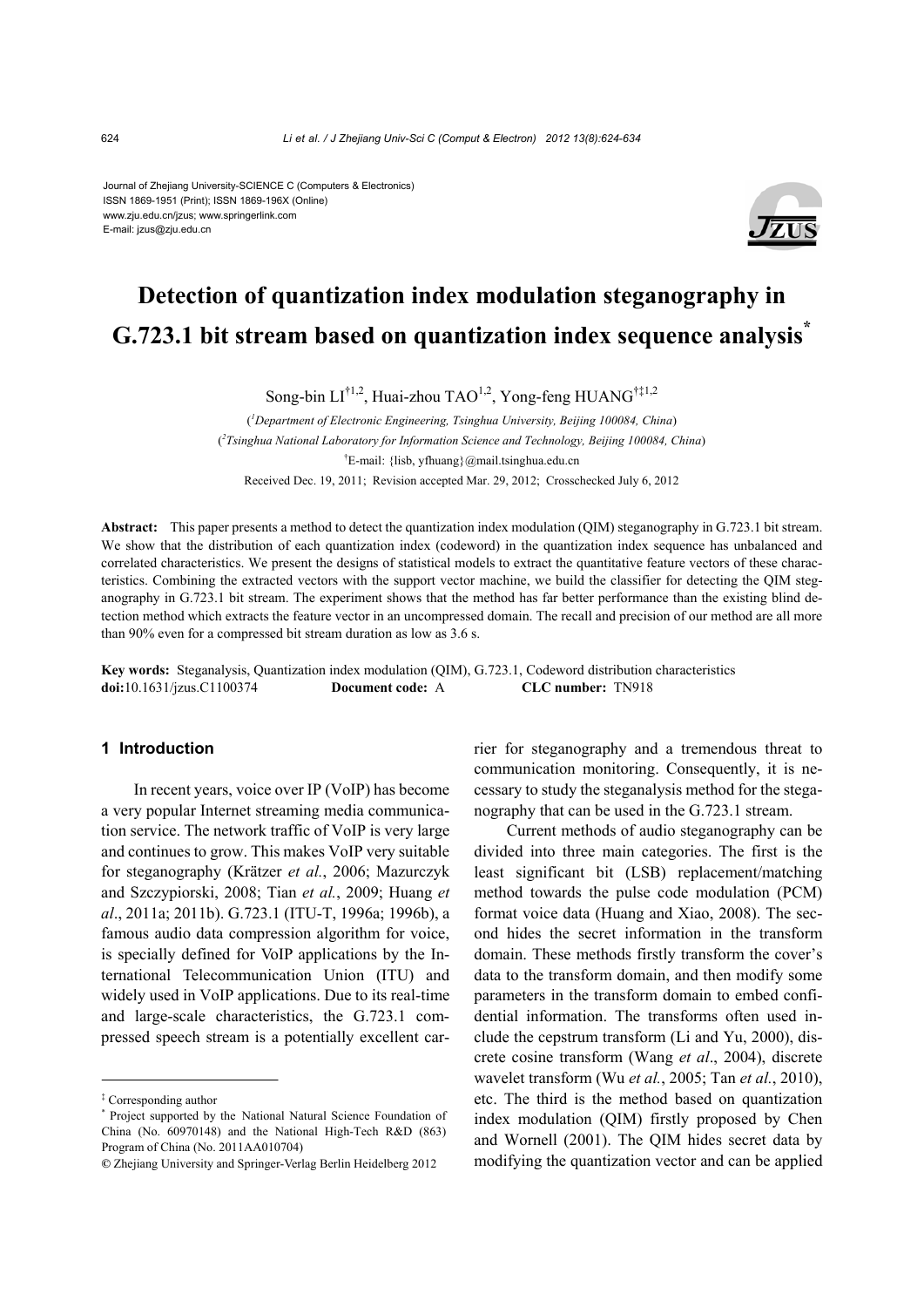Journal of Zhejiang University-SCIENCE C (Computers & Electronics)
ISSN 1869-1951 (Print); ISSN 1869-196X (Online)
www.zju.edu.cn/jzus; www.springerlink.com
E-mail: jzus@zju.edu.cn

# Detection of quantization index modulation steganography in G.723.1 bit stream based on quantization index sequence analysis*

Song-bin LI[†1,2], Huai-zhou TAO[1,2], Yong-feng HUANG[†‡1,2]

([1]*Department of Electronic Engineering, Tsinghua University, Beijing 100084, China*)

([2]*Tsinghua National Laboratory for Information Science and Technology, Beijing 100084, China*)

[†]E-mail: {lisb, yfhuang}@mail.tsinghua.edu.cn

Received Dec. 19, 2011; Revision accepted Mar. 29, 2012; Crosschecked July 6, 2012

**Abstract:** This paper presents a method to detect the quantization index modulation (QIM) steganography in G.723.1 bit stream. We show that the distribution of each quantization index (codeword) in the quantization index sequence has unbalanced and correlated characteristics. We present the designs of statistical models to extract the quantitative feature vectors of these characteristics. Combining the extracted vectors with the support vector machine, we build the classifier for detecting the QIM steganography in G.723.1 bit stream. The experiment shows that the method has far better performance than the existing blind detection method which extracts the feature vector in an uncompressed domain. The recall and precision of our method are all more than 90% even for a compressed bit stream duration as low as 3.6 s.

**Key words:** Steganalysis, Quantization index modulation (QIM), G.723.1, Codeword distribution characteristics
**doi:**10.1631/jzus.C1100374 **Document code:** A **CLC number:** TN918

## 1 Introduction

In recent years, voice over IP (VoIP) has become a very popular Internet streaming media communication service. The network traffic of VoIP is very large and continues to grow. This makes VoIP very suitable for steganography (Krätzer *et al.*, 2006; Mazurczyk and Szczypiorski, 2008; Tian *et al.*, 2009; Huang *et al*., 2011a; 2011b). G.723.1 (ITU-T, 1996a; 1996b), a famous audio data compression algorithm for voice, is specially defined for VoIP applications by the International Telecommunication Union (ITU) and widely used in VoIP applications. Due to its real-time and large-scale characteristics, the G.723.1 compressed speech stream is a potentially excellent carrier for steganography and a tremendous threat to communication monitoring. Consequently, it is necessary to study the steganalysis method for the steganography that can be used in the G.723.1 stream.

Current methods of audio steganography can be divided into three main categories. The first is the least significant bit (LSB) replacement/matching method towards the pulse code modulation (PCM) format voice data (Huang and Xiao, 2008). The second hides the secret information in the transform domain. These methods firstly transform the cover's data to the transform domain, and then modify some parameters in the transform domain to embed confidential information. The transforms often used include the cepstrum transform (Li and Yu, 2000), discrete cosine transform (Wang *et al*., 2004), discrete wavelet transform (Wu *et al.*, 2005; Tan *et al.*, 2010), etc. The third is the method based on quantization index modulation (QIM) firstly proposed by Chen and Wornell (2001). The QIM hides secret data by modifying the quantization vector and can be applied

---

‡ Corresponding author

\* Project supported by the National Natural Science Foundation of China (No. 60970148) and the National High-Tech R&D (863) Program of China (No. 2011AA010704)

© Zhejiang University and Springer-Verlag Berlin Heidelberg 2012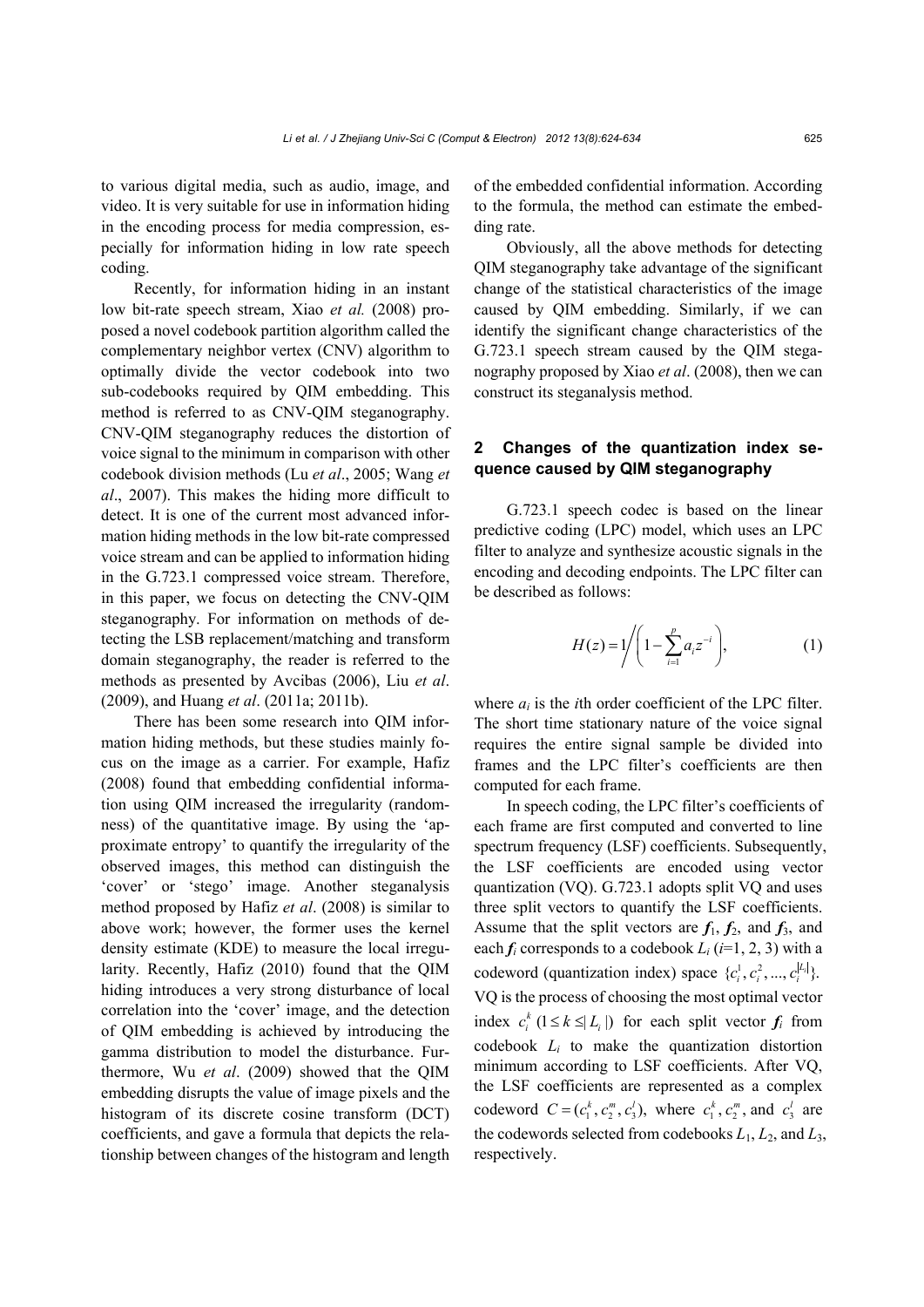to various digital media, such as audio, image, and video. It is very suitable for use in information hiding in the encoding process for media compression, especially for information hiding in low rate speech coding.

Recently, for information hiding in an instant low bit-rate speech stream, Xiao *et al.* (2008) proposed a novel codebook partition algorithm called the complementary neighbor vertex (CNV) algorithm to optimally divide the vector codebook into two sub-codebooks required by QIM embedding. This method is referred to as CNV-QIM steganography. CNV-QIM steganography reduces the distortion of voice signal to the minimum in comparison with other codebook division methods (Lu *et al*., 2005; Wang *et al*., 2007). This makes the hiding more difficult to detect. It is one of the current most advanced information hiding methods in the low bit-rate compressed voice stream and can be applied to information hiding in the G.723.1 compressed voice stream. Therefore, in this paper, we focus on detecting the CNV-QIM steganography. For information on methods of detecting the LSB replacement/matching and transform domain steganography, the reader is referred to the methods as presented by Avcibas (2006), Liu *et al*. (2009), and Huang *et al*. (2011a; 2011b).

There has been some research into QIM information hiding methods, but these studies mainly focus on the image as a carrier. For example, Hafiz (2008) found that embedding confidential information using QIM increased the irregularity (randomness) of the quantitative image. By using the 'approximate entropy' to quantify the irregularity of the observed images, this method can distinguish the 'cover' or 'stego' image. Another steganalysis method proposed by Hafiz *et al*. (2008) is similar to above work; however, the former uses the kernel density estimate (KDE) to measure the local irregularity. Recently, Hafiz (2010) found that the QIM hiding introduces a very strong disturbance of local correlation into the 'cover' image, and the detection of QIM embedding is achieved by introducing the gamma distribution to model the disturbance. Furthermore, Wu *et al*. (2009) showed that the QIM embedding disrupts the value of image pixels and the histogram of its discrete cosine transform (DCT) coefficients, and gave a formula that depicts the relationship between changes of the histogram and length of the embedded confidential information. According to the formula, the method can estimate the embedding rate.

Obviously, all the above methods for detecting QIM steganography take advantage of the significant change of the statistical characteristics of the image caused by QIM embedding. Similarly, if we can identify the significant change characteristics of the G.723.1 speech stream caused by the QIM steganography proposed by Xiao *et al*. (2008), then we can construct its steganalysis method.

## 2 Changes of the quantization index sequence caused by QIM steganography

G.723.1 speech codec is based on the linear predictive coding (LPC) model, which uses an LPC filter to analyze and synthesize acoustic signals in the encoding and decoding endpoints. The LPC filter can be described as follows:

$$H(z) = 1\Big/\left(1 - \sum_{i=1}^{p} a_i z^{-i}\right), \tag{1}$$

where $a_i$ is the $i$th order coefficient of the LPC filter. The short time stationary nature of the voice signal requires the entire signal sample be divided into frames and the LPC filter's coefficients are then computed for each frame.

In speech coding, the LPC filter's coefficients of each frame are first computed and converted to line spectrum frequency (LSF) coefficients. Subsequently, the LSF coefficients are encoded using vector quantization (VQ). G.723.1 adopts split VQ and uses three split vectors to quantify the LSF coefficients. Assume that the split vectors are $\boldsymbol{f}_1$, $\boldsymbol{f}_2$, and $\boldsymbol{f}_3$, and each $\boldsymbol{f}_i$ corresponds to a codebook $L_i$ ($i$=1, 2, 3) with a codeword (quantization index) space $\{c_i^1, c_i^2, ..., c_i^{|L_i|}\}$. VQ is the process of choosing the most optimal vector index $c_i^k$ $(1 \le k \le |L_i|)$ for each split vector $\boldsymbol{f}_i$ from codebook $L_i$ to make the quantization distortion minimum according to LSF coefficients. After VQ, the LSF coefficients are represented as a complex codeword $C = (c_1^k, c_2^m, c_3^l)$, where $c_1^k, c_2^m$, and $c_3^l$ are the codewords selected from codebooks $L_1$, $L_2$, and $L_3$, respectively.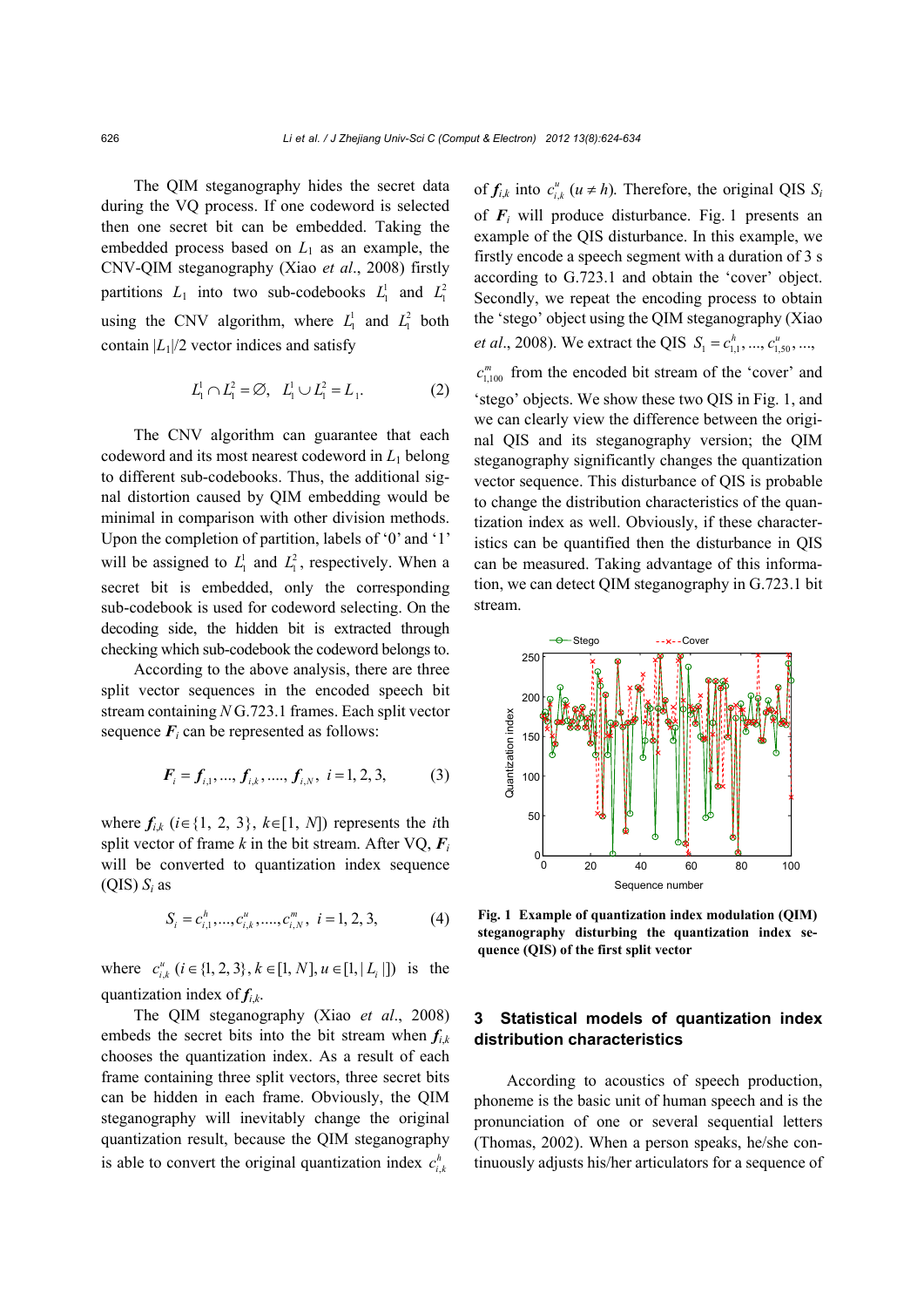The QIM steganography hides the secret data during the VQ process. If one codeword is selected then one secret bit can be embedded. Taking the embedded process based on $L_1$ as an example, the CNV-QIM steganography (Xiao *et al*., 2008) firstly partitions $L_1$ into two sub-codebooks $L_1^1$ and $L_1^2$ using the CNV algorithm, where $L_1^1$ and $L_1^2$ both contain $|L_1|/2$ vector indices and satisfy

$$L_1^1 \cap L_1^2 = \varnothing, \quad L_1^1 \cup L_1^2 = L_1. \tag{2}$$

The CNV algorithm can guarantee that each codeword and its most nearest codeword in $L_1$ belong to different sub-codebooks. Thus, the additional signal distortion caused by QIM embedding would be minimal in comparison with other division methods. Upon the completion of partition, labels of '0' and '1' will be assigned to $L_1^1$ and $L_1^2$, respectively. When a secret bit is embedded, only the corresponding sub-codebook is used for codeword selecting. On the decoding side, the hidden bit is extracted through checking which sub-codebook the codeword belongs to.

According to the above analysis, there are three split vector sequences in the encoded speech bit stream containing $N$ G.723.1 frames. Each split vector sequence $\boldsymbol{F}_i$ can be represented as follows:

$$\boldsymbol{F}_i = \boldsymbol{f}_{i,1}, ..., \boldsymbol{f}_{i,k}, ...., \boldsymbol{f}_{i,N}, \ i = 1, 2, 3, \tag{3}$$

where $\boldsymbol{f}_{i,k}$ ($i\in\{1, 2, 3\}$, $k\in[1, N]$) represents the $i$th split vector of frame $k$ in the bit stream. After VQ, $\boldsymbol{F}_i$ will be converted to quantization index sequence (QIS) $S_i$ as

$$S_i = c_{i,1}^h, ..., c_{i,k}^u, ...., c_{i,N}^m, \ i = 1, 2, 3, \tag{4}$$

where $c_{i,k}^u$ ($i \in \{1, 2, 3\}, k \in [1, N], u \in [1, |L_i|]$) is the quantization index of $\boldsymbol{f}_{i,k}$.

The QIM steganography (Xiao *et al*., 2008) embeds the secret bits into the bit stream when $\boldsymbol{f}_{i,k}$ chooses the quantization index. As a result of each frame containing three split vectors, three secret bits can be hidden in each frame. Obviously, the QIM steganography will inevitably change the original quantization result, because the QIM steganography is able to convert the original quantization index $c_{i,k}^h$ of $\boldsymbol{f}_{i,k}$ into $c_{i,k}^u$ ($u \neq h$). Therefore, the original QIS $S_i$ of $\boldsymbol{F}_i$ will produce disturbance. Fig. 1 presents an example of the QIS disturbance. In this example, we firstly encode a speech segment with a duration of 3 s according to G.723.1 and obtain the 'cover' object. Secondly, we repeat the encoding process to obtain the 'stego' object using the QIM steganography (Xiao *et al*., 2008). We extract the QIS $S_1 = c_{1,1}^h, ..., c_{1,50}^u, ..., c_{1,100}^m$ from the encoded bit stream of the 'cover' and 'stego' objects. We show these two QIS in Fig. 1, and we can clearly view the difference between the original QIS and its steganography version; the QIM steganography significantly changes the quantization vector sequence. This disturbance of QIS is probable to change the distribution characteristics of the quantization index as well. Obviously, if these characteristics can be quantified then the disturbance in QIS can be measured. Taking advantage of this information, we can detect QIM steganography in G.723.1 bit stream.

Stego
Cover
Quantization index
250
200
150
100
50
0
0
20
40
60
80
100
Sequence number

**Fig. 1 Example of quantization index modulation (QIM) steganography disturbing the quantization index sequence (QIS) of the first split vector**

## 3 Statistical models of quantization index distribution characteristics

According to acoustics of speech production, phoneme is the basic unit of human speech and is the pronunciation of one or several sequential letters (Thomas, 2002). When a person speaks, he/she continuously adjusts his/her articulators for a sequence of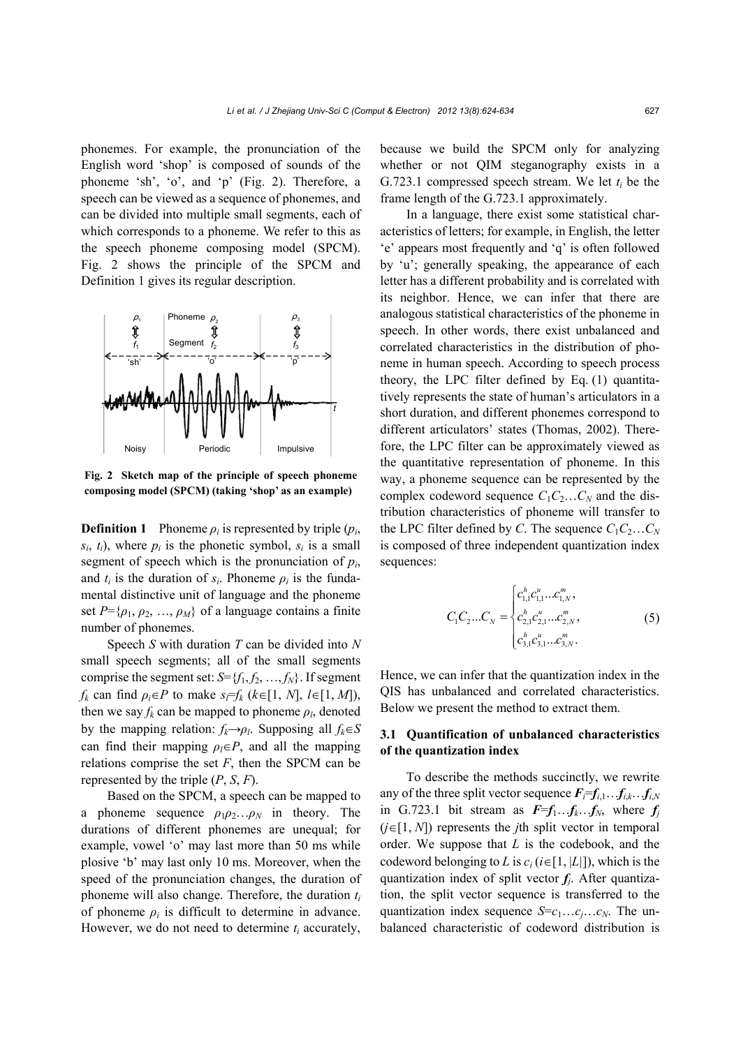phonemes. For example, the pronunciation of the English word 'shop' is composed of sounds of the phoneme 'sh', 'o', and 'p' (Fig. 2). Therefore, a speech can be viewed as a sequence of phonemes, and can be divided into multiple small segments, each of which corresponds to a phoneme. We refer to this as the speech phoneme composing model (SPCM). Fig. 2 shows the principle of the SPCM and Definition 1 gives its regular description.

$\rho_1$ Phoneme $\rho_2$ $\rho_3$

$f_1$ Segment $f_2$ $f_3$

'sh' 'o' 'p'

$t$

Noisy Periodic Impulsive

**Fig. 2 Sketch map of the principle of speech phoneme composing model (SPCM) (taking 'shop' as an example)**

**Definition 1** Phoneme $\rho_i$ is represented by triple ($p_i$, $s_i$, $t_i$), where $p_i$ is the phonetic symbol, $s_i$ is a small segment of speech which is the pronunciation of $p_i$, and $t_i$ is the duration of $s_i$. Phoneme $\rho_i$ is the fundamental distinctive unit of language and the phoneme set $P=\{\rho_1, \rho_2, \ldots, \rho_M\}$ of a language contains a finite number of phonemes.

Speech $S$ with duration $T$ can be divided into $N$ small speech segments; all of the small segments comprise the segment set: $S=\{f_1, f_2, \ldots, f_N\}$. If segment $f_k$ can find $\rho_l \in P$ to make $s_l=f_k$ ($k\in[1, N]$, $l\in[1, M]$), then we say $f_k$ can be mapped to phoneme $\rho_l$, denoted by the mapping relation: $f_k \rightarrow \rho_l$. Supposing all $f_k \in S$ can find their mapping $\rho_l \in P$, and all the mapping relations comprise the set $F$, then the SPCM can be represented by the triple ($P$, $S$, $F$).

Based on the SPCM, a speech can be mapped to a phoneme sequence $\rho_1\rho_2\ldots\rho_N$ in theory. The durations of different phonemes are unequal; for example, vowel 'o' may last more than 50 ms while plosive 'b' may last only 10 ms. Moreover, when the speed of the pronunciation changes, the duration of phoneme will also change. Therefore, the duration $t_i$ of phoneme $\rho_i$ is difficult to determine in advance. However, we do not need to determine $t_i$ accurately, because we build the SPCM only for analyzing whether or not QIM steganography exists in a G.723.1 compressed speech stream. We let $t_i$ be the frame length of the G.723.1 approximately.

In a language, there exist some statistical characteristics of letters; for example, in English, the letter 'e' appears most frequently and 'q' is often followed by 'u'; generally speaking, the appearance of each letter has a different probability and is correlated with its neighbor. Hence, we can infer that there are analogous statistical characteristics of the phoneme in speech. In other words, there exist unbalanced and correlated characteristics in the distribution of phoneme in human speech. According to speech process theory, the LPC filter defined by Eq. (1) quantitatively represents the state of human's articulators in a short duration, and different phonemes correspond to different articulators' states (Thomas, 2002). Therefore, the LPC filter can be approximately viewed as the quantitative representation of phoneme. In this way, a phoneme sequence can be represented by the complex codeword sequence $C_1C_2\ldots C_N$ and the distribution characteristics of phoneme will transfer to the LPC filter defined by $C$. The sequence $C_1C_2\ldots C_N$ is composed of three independent quantization index sequences:

$$C_1C_2...C_N = \begin{cases} c_{1,1}^h c_{1,1}^u ... c_{1,N}^m, \\ c_{2,1}^h c_{2,1}^u ... c_{2,N}^m, \\ c_{3,1}^h c_{3,1}^u ... c_{3,N}^m. \end{cases} \tag{5}$$

Hence, we can infer that the quantization index in the QIS has unbalanced and correlated characteristics. Below we present the method to extract them.

### 3.1 Quantification of unbalanced characteristics of the quantization index

To describe the methods succinctly, we rewrite any of the three split vector sequence $\boldsymbol{F}_i=\boldsymbol{f}_{i,1}\ldots\boldsymbol{f}_{i,k}\ldots\boldsymbol{f}_{i,N}$ in G.723.1 bit stream as $\boldsymbol{F}=\boldsymbol{f}_1\ldots\boldsymbol{f}_k\ldots\boldsymbol{f}_N$, where $\boldsymbol{f}_j$ ($j\in[1, N]$) represents the $j$th split vector in temporal order. We suppose that $L$ is the codebook, and the codeword belonging to $L$ is $c_i$ ($i\in[1, |L|]$), which is the quantization index of split vector $\boldsymbol{f}_j$. After quantization, the split vector sequence is transferred to the quantization index sequence $S=c_1\ldots c_j\ldots c_N$. The unbalanced characteristic of codeword distribution is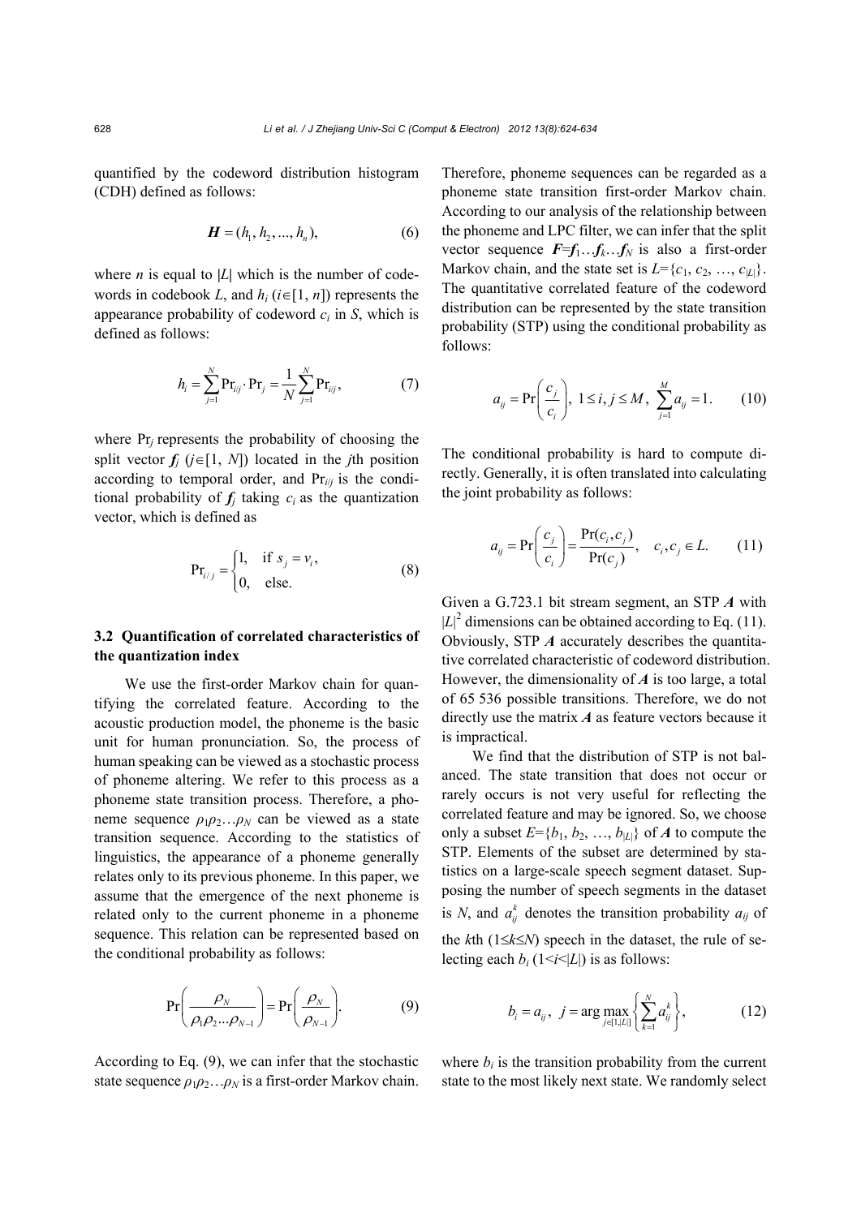quantified by the codeword distribution histogram (CDH) defined as follows:

$$\boldsymbol{H} = (h_1, h_2, ..., h_n), \tag{6}$$

where $n$ is equal to $|L|$ which is the number of codewords in codebook $L$, and $h_i$ ($i\in[1, n]$) represents the appearance probability of codeword $c_i$ in $S$, which is defined as follows:

$$h_i = \sum_{j=1}^{N} \mathrm{Pr}_{i/j} \cdot \mathrm{Pr}_j = \frac{1}{N}\sum_{j=1}^{N} \mathrm{Pr}_{i/j}, \tag{7}$$

where $\mathrm{Pr}_j$ represents the probability of choosing the split vector $\boldsymbol{f}_j$ ($j\in[1, N]$) located in the $j$th position according to temporal order, and $\mathrm{Pr}_{i/j}$ is the conditional probability of $\boldsymbol{f}_j$ taking $c_i$ as the quantization vector, which is defined as

$$\mathrm{Pr}_{i/j} = \begin{cases} 1, & \text{if } s_j = v_i, \\ 0, & \text{else.} \end{cases} \tag{8}$$

### 3.2 Quantification of correlated characteristics of the quantization index

We use the first-order Markov chain for quantifying the correlated feature. According to the acoustic production model, the phoneme is the basic unit for human pronunciation. So, the process of human speaking can be viewed as a stochastic process of phoneme altering. We refer to this process as a phoneme state transition process. Therefore, a phoneme sequence $\rho_1\rho_2\ldots\rho_N$ can be viewed as a state transition sequence. According to the statistics of linguistics, the appearance of a phoneme generally relates only to its previous phoneme. In this paper, we assume that the emergence of the next phoneme is related only to the current phoneme in a phoneme sequence. This relation can be represented based on the conditional probability as follows:

$$\mathrm{Pr}\left(\frac{\rho_N}{\rho_1\rho_2...\rho_{N-1}}\right) = \mathrm{Pr}\left(\frac{\rho_N}{\rho_{N-1}}\right). \tag{9}$$

According to Eq. (9), we can infer that the stochastic state sequence $\rho_1\rho_2\ldots\rho_N$ is a first-order Markov chain. Therefore, phoneme sequences can be regarded as a phoneme state transition first-order Markov chain. According to our analysis of the relationship between the phoneme and LPC filter, we can infer that the split vector sequence $\boldsymbol{F}=\boldsymbol{f}_1\ldots\boldsymbol{f}_k\ldots\boldsymbol{f}_N$ is also a first-order Markov chain, and the state set is $L=\{c_1, c_2, \ldots, c_{|L|}\}$. The quantitative correlated feature of the codeword distribution can be represented by the state transition probability (STP) using the conditional probability as follows:

$$a_{ij} = \mathrm{Pr}\left(\frac{c_j}{c_i}\right),\ 1\le i, j\le M,\ \sum_{j=1}^{M} a_{ij} = 1. \tag{10}$$

The conditional probability is hard to compute directly. Generally, it is often translated into calculating the joint probability as follows:

$$a_{ij} = \mathrm{Pr}\left(\frac{c_j}{c_i}\right) = \frac{\mathrm{Pr}(c_i, c_j)}{\mathrm{Pr}(c_j)}, \quad c_i, c_j \in L. \tag{11}$$

Given a G.723.1 bit stream segment, an STP $\boldsymbol{A}$ with $|L|^2$ dimensions can be obtained according to Eq. (11). Obviously, STP $\boldsymbol{A}$ accurately describes the quantitative correlated characteristic of codeword distribution. However, the dimensionality of $\boldsymbol{A}$ is too large, a total of 65 536 possible transitions. Therefore, we do not directly use the matrix $\boldsymbol{A}$ as feature vectors because it is impractical.

We find that the distribution of STP is not balanced. The state transition that does not occur or rarely occurs is not very useful for reflecting the correlated feature and may be ignored. So, we choose only a subset $E=\{b_1, b_2, \ldots, b_{|L|}\}$ of $\boldsymbol{A}$ to compute the STP. Elements of the subset are determined by statistics on a large-scale speech segment dataset. Supposing the number of speech segments in the dataset is $N$, and $a_{ij}^k$ denotes the transition probability $a_{ij}$ of the $k$th ($1\le k\le N$) speech in the dataset, the rule of selecting each $b_i$ ($1<i<|L|$) is as follows:

$$b_i = a_{ij},\ \ j = \arg\max_{j\in[1,|L|]}\left\{\sum_{k=1}^{N} a_{ij}^k\right\}, \tag{12}$$

where $b_i$ is the transition probability from the current state to the most likely next state. We randomly select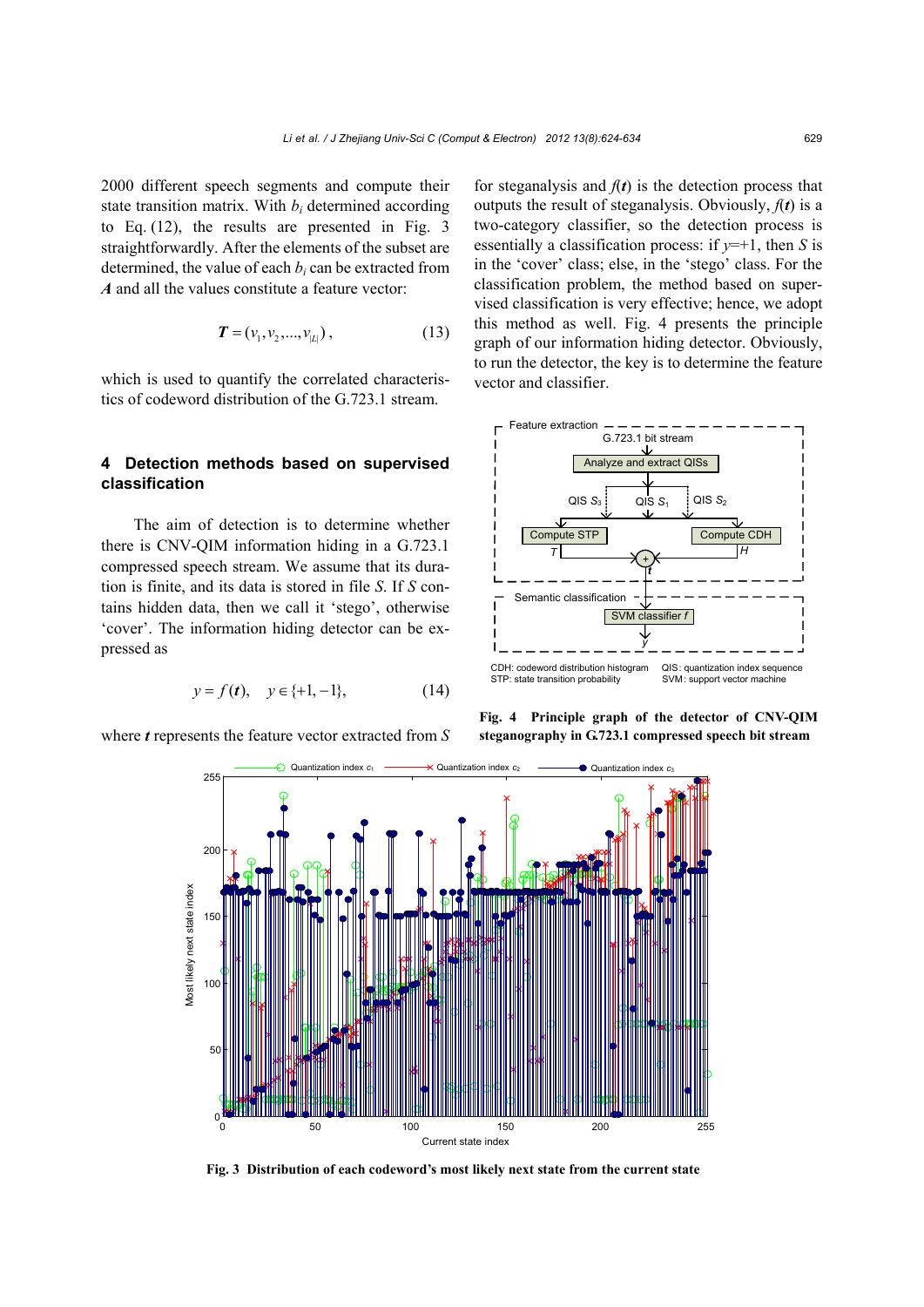2000 different speech segments and compute their state transition matrix. With $b_i$ determined according to Eq. (12), the results are presented in Fig. 3 straightforwardly. After the elements of the subset are determined, the value of each $b_i$ can be extracted from $\boldsymbol{A}$ and all the values constitute a feature vector:

$$\boldsymbol{T} = (v_1, v_2, ..., v_{|L|}), \tag{13}$$

which is used to quantify the correlated characteristics of codeword distribution of the G.723.1 stream.

## 4 Detection methods based on supervised classification

The aim of detection is to determine whether there is CNV-QIM information hiding in a G.723.1 compressed speech stream. We assume that its duration is finite, and its data is stored in file $S$. If $S$ contains hidden data, then we call it 'stego', otherwise 'cover'. The information hiding detector can be expressed as

$$y = f(\boldsymbol{t}), \quad y \in \{+1, -1\}, \tag{14}$$

where $\boldsymbol{t}$ represents the feature vector extracted from $S$ for steganalysis and $f(\boldsymbol{t})$ is the detection process that outputs the result of steganalysis. Obviously, $f(\boldsymbol{t})$ is a two-category classifier, so the detection process is essentially a classification process: if $y$=+1, then $S$ is in the 'cover' class; else, in the 'stego' class. For the classification problem, the method based on supervised classification is very effective; hence, we adopt this method as well. Fig. 4 presents the principle graph of our information hiding detector. Obviously, to run the detector, the key is to determine the feature vector and classifier.

Feature extraction
G.723.1 bit stream
Analyze and extract QISs
QIS $S_3$
QIS $S_1$
QIS $S_2$
Compute STP
Compute CDH
$T$
$H$
+
$t$
Semantic classification
SVM classifier $f$
$y$

CDH: codeword distribution histogram
STP: state transition probability
QIS: quantization index sequence
SVM: support vector machine

**Fig. 4 Principle graph of the detector of CNV-QIM steganography in G.723.1 compressed speech bit stream**

Quantization index $c_1$
Quantization index $c_2$
Quantization index $c_3$
Most likely next state index
255
200
150
100
50
0
0
50
100
150
200
255
Current state index

**Fig. 3 Distribution of each codeword's most likely next state from the current state**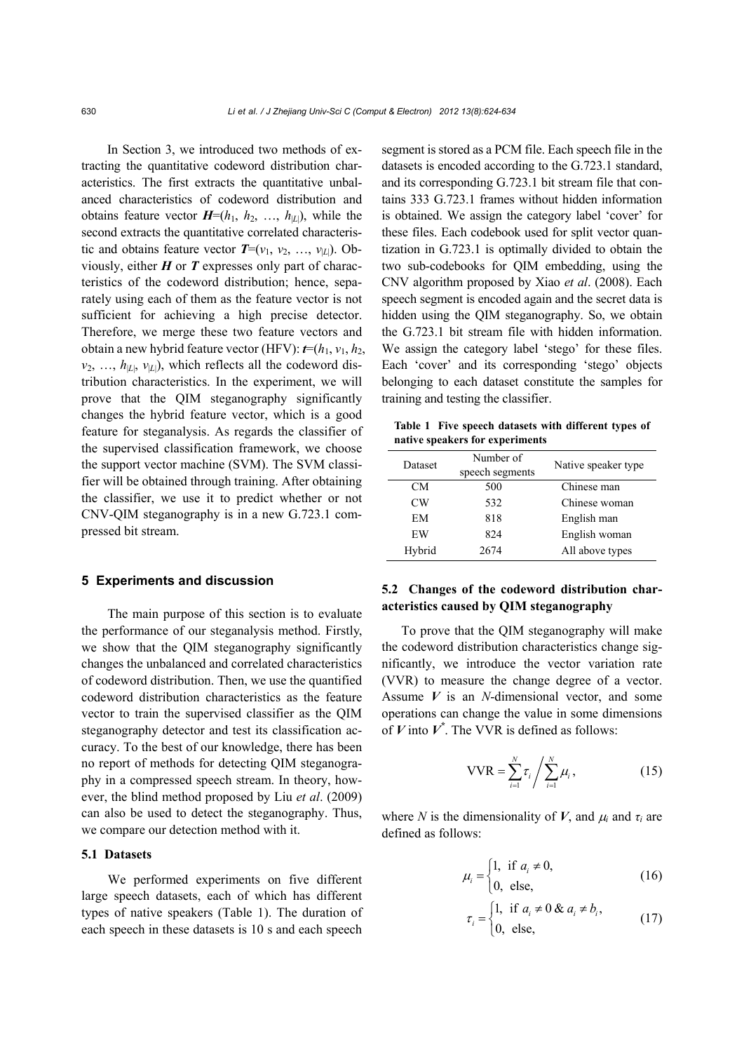In Section 3, we introduced two methods of extracting the quantitative codeword distribution characteristics. The first extracts the quantitative unbalanced characteristics of codeword distribution and obtains feature vector $\boldsymbol{H}=(h_1, h_2, \ldots, h_{|L|})$, while the second extracts the quantitative correlated characteristic and obtains feature vector $\boldsymbol{T}=(v_1, v_2, \ldots, v_{|L|})$. Obviously, either $\boldsymbol{H}$ or $\boldsymbol{T}$ expresses only part of characteristics of the codeword distribution; hence, separately using each of them as the feature vector is not sufficient for achieving a high precise detector. Therefore, we merge these two feature vectors and obtain a new hybrid feature vector (HFV): $\boldsymbol{t}=(h_1, v_1, h_2, v_2, \ldots, h_{|L|}, v_{|L|})$, which reflects all the codeword distribution characteristics. In the experiment, we will prove that the QIM steganography significantly changes the hybrid feature vector, which is a good feature for steganalysis. As regards the classifier of the supervised classification framework, we choose the support vector machine (SVM). The SVM classifier will be obtained through training. After obtaining the classifier, we use it to predict whether or not CNV-QIM steganography is in a new G.723.1 compressed bit stream.

## 5 Experiments and discussion

The main purpose of this section is to evaluate the performance of our steganalysis method. Firstly, we show that the QIM steganography significantly changes the unbalanced and correlated characteristics of codeword distribution. Then, we use the quantified codeword distribution characteristics as the feature vector to train the supervised classifier as the QIM steganography detector and test its classification accuracy. To the best of our knowledge, there has been no report of methods for detecting QIM steganography in a compressed speech stream. In theory, however, the blind method proposed by Liu *et al*. (2009) can also be used to detect the steganography. Thus, we compare our detection method with it.

### 5.1 Datasets

We performed experiments on five different large speech datasets, each of which has different types of native speakers (Table 1). The duration of each speech in these datasets is 10 s and each speech segment is stored as a PCM file. Each speech file in the datasets is encoded according to the G.723.1 standard, and its corresponding G.723.1 bit stream file that contains 333 G.723.1 frames without hidden information is obtained. We assign the category label 'cover' for these files. Each codebook used for split vector quantization in G.723.1 is optimally divided to obtain the two sub-codebooks for QIM embedding, using the CNV algorithm proposed by Xiao *et al*. (2008). Each speech segment is encoded again and the secret data is hidden using the QIM steganography. So, we obtain the G.723.1 bit stream file with hidden information. We assign the category label 'stego' for these files. Each 'cover' and its corresponding 'stego' objects belonging to each dataset constitute the samples for training and testing the classifier.

**Table 1 Five speech datasets with different types of native speakers for experiments**

| Dataset | Number of speech segments | Native speaker type |
|---|---|---|
| CM | 500 | Chinese man |
| CW | 532 | Chinese woman |
| EM | 818 | English man |
| EW | 824 | English woman |
| Hybrid | 2674 | All above types |

### 5.2 Changes of the codeword distribution characteristics caused by QIM steganography

To prove that the QIM steganography will make the codeword distribution characteristics change significantly, we introduce the vector variation rate (VVR) to measure the change degree of a vector. Assume $\boldsymbol{V}$ is an $N$-dimensional vector, and some operations can change the value in some dimensions of $\boldsymbol{V}$ into $\boldsymbol{V}^*$. The VVR is defined as follows:

$$\text{VVR} = \sum_{i=1}^{N} \tau_i \Big/ \sum_{i=1}^{N} \mu_i, \tag{15}$$

where $N$ is the dimensionality of $\boldsymbol{V}$, and $\mu_i$ and $\tau_i$ are defined as follows:

$$\mu_i = \begin{cases} 1, & \text{if } a_i \neq 0, \\ 0, & \text{else}, \end{cases} \tag{16}$$

$$\tau_i = \begin{cases} 1, & \text{if } a_i \neq 0 \ \& \ a_i \neq b_i, \\ 0, & \text{else}, \end{cases} \tag{17}$$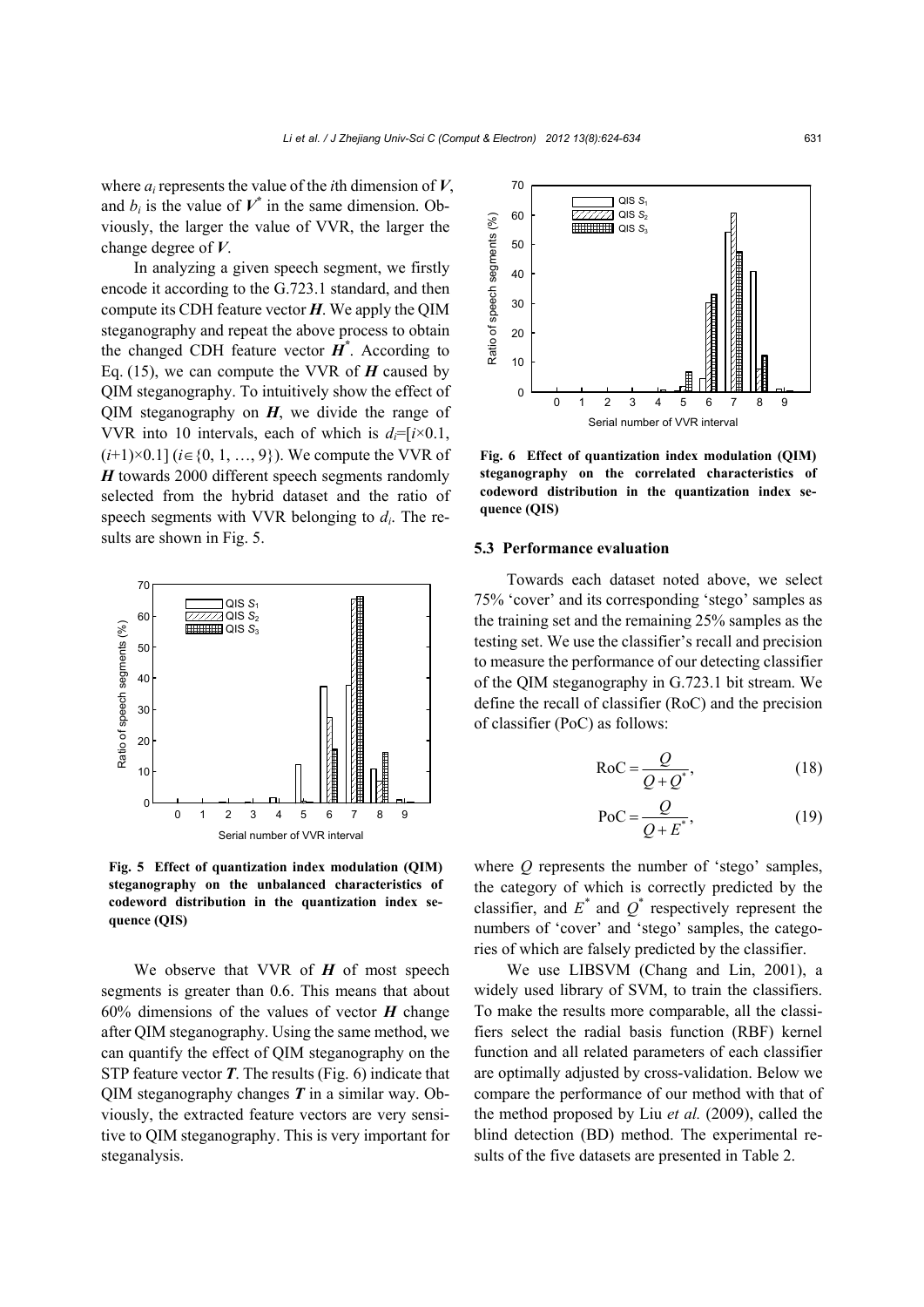where $a_i$ represents the value of the $i$th dimension of $\boldsymbol{V}$, and $b_i$ is the value of $\boldsymbol{V}^*$ in the same dimension. Obviously, the larger the value of VVR, the larger the change degree of $\boldsymbol{V}$.

In analyzing a given speech segment, we firstly encode it according to the G.723.1 standard, and then compute its CDH feature vector $\boldsymbol{H}$. We apply the QIM steganography and repeat the above process to obtain the changed CDH feature vector $\boldsymbol{H}^*$. According to Eq. (15), we can compute the VVR of $\boldsymbol{H}$ caused by QIM steganography. To intuitively show the effect of QIM steganography on $\boldsymbol{H}$, we divide the range of VVR into 10 intervals, each of which is $d_i=[i\times0.1, (i+1)\times0.1]$ ($i\in\{0, 1, \ldots, 9\}$). We compute the VVR of $\boldsymbol{H}$ towards 2000 different speech segments randomly selected from the hybrid dataset and the ratio of speech segments with VVR belonging to $d_i$. The results are shown in Fig. 5.

Ratio of speech segments (%)
0 10 20 30 40 50 60 70
QIS $S_1$
QIS $S_2$
QIS $S_3$
0 1 2 3 4 5 6 7 8 9
Serial number of VVR interval

**Fig. 5 Effect of quantization index modulation (QIM) steganography on the unbalanced characteristics of codeword distribution in the quantization index sequence (QIS)**

We observe that VVR of $\boldsymbol{H}$ of most speech segments is greater than 0.6. This means that about 60% dimensions of the values of vector $\boldsymbol{H}$ change after QIM steganography. Using the same method, we can quantify the effect of QIM steganography on the STP feature vector $\boldsymbol{T}$. The results (Fig. 6) indicate that QIM steganography changes $\boldsymbol{T}$ in a similar way. Obviously, the extracted feature vectors are very sensitive to QIM steganography. This is very important for steganalysis.

Ratio of speech segments (%)
0 10 20 30 40 50 60 70
QIS $S_1$
QIS $S_2$
QIS $S_3$
0 1 2 3 4 5 6 7 8 9
Serial number of VVR interval

**Fig. 6 Effect of quantization index modulation (QIM) steganography on the correlated characteristics of codeword distribution in the quantization index sequence (QIS)**

### 5.3 Performance evaluation

Towards each dataset noted above, we select 75% 'cover' and its corresponding 'stego' samples as the training set and the remaining 25% samples as the testing set. We use the classifier's recall and precision to measure the performance of our detecting classifier of the QIM steganography in G.723.1 bit stream. We define the recall of classifier (RoC) and the precision of classifier (PoC) as follows:

$$\text{RoC} = \frac{Q}{Q+Q^*}, \tag{18}$$

$$\text{PoC} = \frac{Q}{Q+E^*}, \tag{19}$$

where $Q$ represents the number of 'stego' samples, the category of which is correctly predicted by the classifier, and $E^*$ and $Q^*$ respectively represent the numbers of 'cover' and 'stego' samples, the categories of which are falsely predicted by the classifier.

We use LIBSVM (Chang and Lin, 2001), a widely used library of SVM, to train the classifiers. To make the results more comparable, all the classifiers select the radial basis function (RBF) kernel function and all related parameters of each classifier are optimally adjusted by cross-validation. Below we compare the performance of our method with that of the method proposed by Liu *et al.* (2009), called the blind detection (BD) method. The experimental results of the five datasets are presented in Table 2.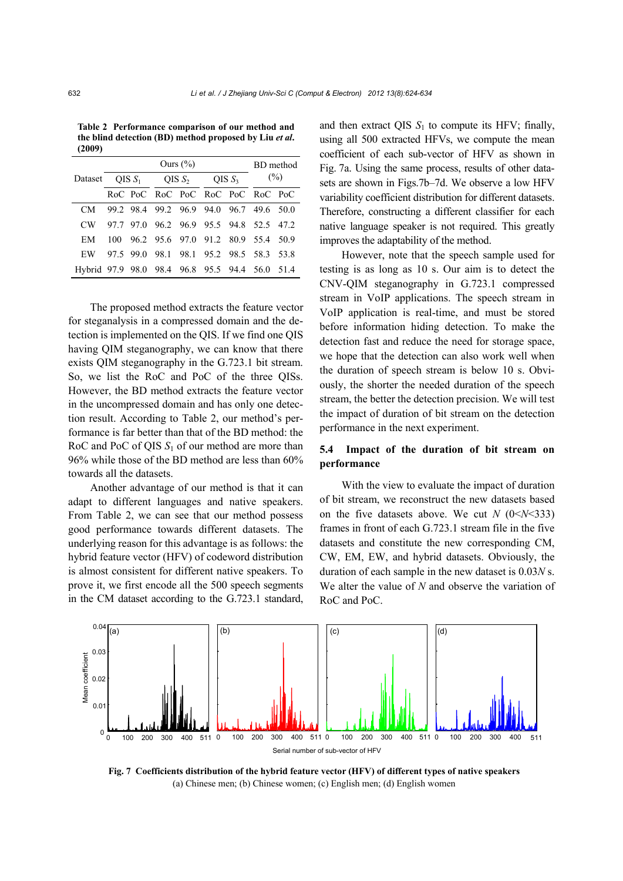**Table 2 Performance comparison of our method and the blind detection (BD) method proposed by Liu *et al*. (2009)**

| Dataset | Ours (%) | | | | | | BD method (%) | |
|---|---|---|---|---|---|---|---|---|
| | QIS $S_1$ | | QIS $S_2$ | | QIS $S_3$ | | | |
| | RoC | PoC | RoC | PoC | RoC | PoC | RoC | PoC |
| CM | 99.2 | 98.4 | 99.2 | 96.9 | 94.0 | 96.7 | 49.6 | 50.0 |
| CW | 97.7 | 97.0 | 96.2 | 96.9 | 95.5 | 94.8 | 52.5 | 47.2 |
| EM | 100 | 96.2 | 95.6 | 97.0 | 91.2 | 80.9 | 55.4 | 50.9 |
| EW | 97.5 | 99.0 | 98.1 | 98.1 | 95.2 | 98.5 | 58.3 | 53.8 |
| Hybrid | 97.9 | 98.0 | 98.4 | 96.8 | 95.5 | 94.4 | 56.0 | 51.4 |

The proposed method extracts the feature vector for steganalysis in a compressed domain and the detection is implemented on the QIS. If we find one QIS having QIM steganography, we can know that there exists QIM steganography in the G.723.1 bit stream. So, we list the RoC and PoC of the three QISs. However, the BD method extracts the feature vector in the uncompressed domain and has only one detection result. According to Table 2, our method's performance is far better than that of the BD method: the RoC and PoC of QIS $S_1$ of our method are more than 96% while those of the BD method are less than 60% towards all the datasets.

Another advantage of our method is that it can adapt to different languages and native speakers. From Table 2, we can see that our method possess good performance towards different datasets. The underlying reason for this advantage is as follows: the hybrid feature vector (HFV) of codeword distribution is almost consistent for different native speakers. To prove it, we first encode all the 500 speech segments in the CM dataset according to the G.723.1 standard, and then extract QIS $S_1$ to compute its HFV; finally, using all 500 extracted HFVs, we compute the mean coefficient of each sub-vector of HFV as shown in Fig. 7a. Using the same process, results of other datasets are shown in Figs.7b–7d. We observe a low HFV variability coefficient distribution for different datasets. Therefore, constructing a different classifier for each native language speaker is not required. This greatly improves the adaptability of the method.

However, note that the speech sample used for testing is as long as 10 s. Our aim is to detect the CNV-QIM steganography in G.723.1 compressed stream in VoIP applications. The speech stream in VoIP application is real-time, and must be stored before information hiding detection. To make the detection fast and reduce the need for storage space, we hope that the detection can also work well when the duration of speech stream is below 10 s. Obviously, the shorter the needed duration of the speech stream, the better the detection precision. We will test the impact of duration of bit stream on the detection performance in the next experiment.

### 5.4 Impact of the duration of bit stream on performance

With the view to evaluate the impact of duration of bit stream, we reconstruct the new datasets based on the five datasets above. We cut $N$ ($0<N<333$) frames in front of each G.723.1 stream file in the five datasets and constitute the new corresponding CM, CW, EM, EW, and hybrid datasets. Obviously, the duration of each sample in the new dataset is $0.03N$ s. We alter the value of $N$ and observe the variation of RoC and PoC.

(a) (b) (c) (d)

Mean coefficient

0.04
0.03
0.02
0.01
0

0 100 200 300 400 511

Serial number of sub-vector of HFV

**Fig. 7 Coefficients distribution of the hybrid feature vector (HFV) of different types of native speakers**
(a) Chinese men; (b) Chinese women; (c) English men; (d) English women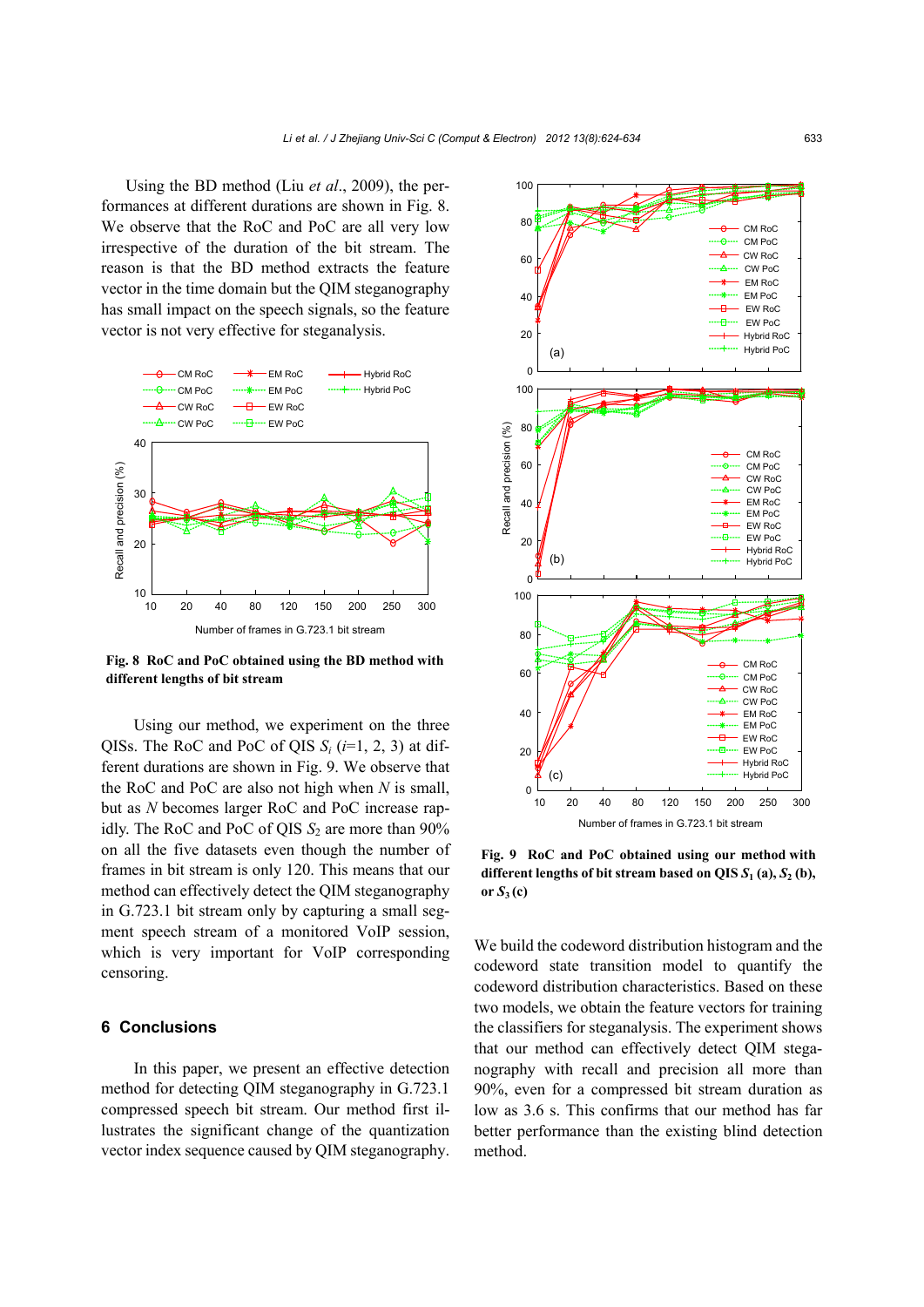Using the BD method (Liu *et al*., 2009), the performances at different durations are shown in Fig. 8. We observe that the RoC and PoC are all very low irrespective of the duration of the bit stream. The reason is that the BD method extracts the feature vector in the time domain but the QIM steganography has small impact on the speech signals, so the feature vector is not very effective for steganalysis.

CM RoC
CM PoC
CW RoC
CW PoC
EM RoC
EM PoC
EW RoC
EW PoC
Hybrid RoC
Hybrid PoC

Recall and precision (%)
40
30
20
10
10 20 40 80 120 150 200 250 300
Number of frames in G.723.1 bit stream

**Fig. 8 RoC and PoC obtained using the BD method with different lengths of bit stream**

Using our method, we experiment on the three QISs. The RoC and PoC of QIS $S_i$ ($i$=1, 2, 3) at different durations are shown in Fig. 9. We observe that the RoC and PoC are also not high when $N$ is small, but as $N$ becomes larger RoC and PoC increase rapidly. The RoC and PoC of QIS $S_2$ are more than 90% on all the five datasets even though the number of frames in bit stream is only 120. This means that our method can effectively detect the QIM steganography in G.723.1 bit stream only by capturing a small segment speech stream of a monitored VoIP session, which is very important for VoIP corresponding censoring.

## 6 Conclusions

In this paper, we present an effective detection method for detecting QIM steganography in G.723.1 compressed speech bit stream. Our method first illustrates the significant change of the quantization vector index sequence caused by QIM steganography.

Recall and precision (%)
100
80
60
40
20
0
(a)
(b)
(c)
CM RoC
CM PoC
CW RoC
CW PoC
EM RoC
EM PoC
EW RoC
EW PoC
Hybrid RoC
Hybrid PoC
10 20 40 80 120 150 200 250 300
Number of frames in G.723.1 bit stream

**Fig. 9 RoC and PoC obtained using our method with different lengths of bit stream based on QIS $S_1$ (a), $S_2$ (b), or $S_3$ (c)**

We build the codeword distribution histogram and the codeword state transition model to quantify the codeword distribution characteristics. Based on these two models, we obtain the feature vectors for training the classifiers for steganalysis. The experiment shows that our method can effectively detect QIM steganography with recall and precision all more than 90%, even for a compressed bit stream duration as low as 3.6 s. This confirms that our method has far better performance than the existing blind detection method.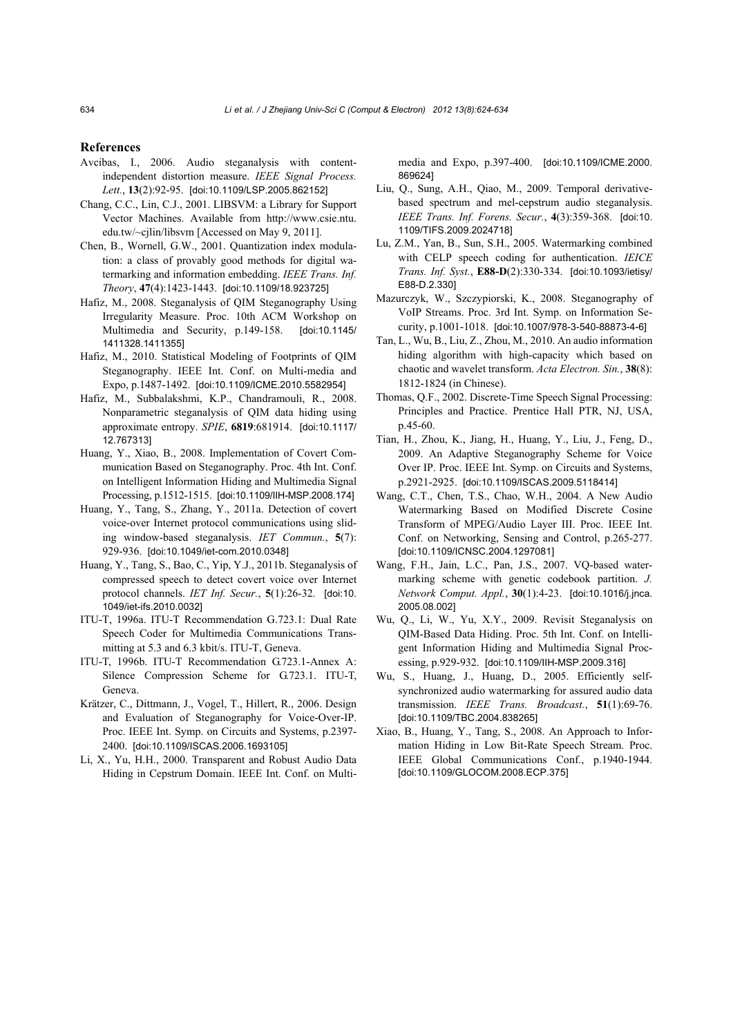## References

Avcibas, I., 2006. Audio steganalysis with content-independent distortion measure. *IEEE Signal Process. Lett.*, **13**(2):92-95. [doi:10.1109/LSP.2005.862152]

Chang, C.C., Lin, C.J., 2001. LIBSVM: a Library for Support Vector Machines. Available from http://www.csie.ntu.edu.tw/~cjlin/libsvm [Accessed on May 9, 2011].

Chen, B., Wornell, G.W., 2001. Quantization index modulation: a class of provably good methods for digital watermarking and information embedding. *IEEE Trans. Inf. Theory*, **47**(4):1423-1443. [doi:10.1109/18.923725]

Hafiz, M., 2008. Steganalysis of QIM Steganography Using Irregularity Measure. Proc. 10th ACM Workshop on Multimedia and Security, p.149-158. [doi:10.1145/1411328.1411355]

Hafiz, M., 2010. Statistical Modeling of Footprints of QIM Steganography. IEEE Int. Conf. on Multi-media and Expo, p.1487-1492. [doi:10.1109/ICME.2010.5582954]

Hafiz, M., Subbalakshmi, K.P., Chandramouli, R., 2008. Nonparametric steganalysis of QIM data hiding using approximate entropy. *SPIE*, **6819**:681914. [doi:10.1117/12.767313]

Huang, Y., Xiao, B., 2008. Implementation of Covert Communication Based on Steganography. Proc. 4th Int. Conf. on Intelligent Information Hiding and Multimedia Signal Processing, p.1512-1515. [doi:10.1109/IIH-MSP.2008.174]

Huang, Y., Tang, S., Zhang, Y., 2011a. Detection of covert voice-over Internet protocol communications using sliding window-based steganalysis. *IET Commun.*, **5**(7):929-936. [doi:10.1049/iet-com.2010.0348]

Huang, Y., Tang, S., Bao, C., Yip, Y.J., 2011b. Steganalysis of compressed speech to detect covert voice over Internet protocol channels. *IET Inf. Secur.*, **5**(1):26-32. [doi:10.1049/iet-ifs.2010.0032]

ITU-T, 1996a. ITU-T Recommendation G.723.1: Dual Rate Speech Coder for Multimedia Communications Transmitting at 5.3 and 6.3 kbit/s. ITU-T, Geneva.

ITU-T, 1996b. ITU-T Recommendation G.723.1-Annex A: Silence Compression Scheme for G.723.1. ITU-T, Geneva.

Krätzer, C., Dittmann, J., Vogel, T., Hillert, R., 2006. Design and Evaluation of Steganography for Voice-Over-IP. Proc. IEEE Int. Symp. on Circuits and Systems, p.2397-2400. [doi:10.1109/ISCAS.2006.1693105]

Li, X., Yu, H.H., 2000. Transparent and Robust Audio Data Hiding in Cepstrum Domain. IEEE Int. Conf. on Multimedia and Expo, p.397-400. [doi:10.1109/ICME.2000.869624]

Liu, Q., Sung, A.H., Qiao, M., 2009. Temporal derivative-based spectrum and mel-cepstrum audio steganalysis. *IEEE Trans. Inf. Forens. Secur.*, **4**(3):359-368. [doi:10.1109/TIFS.2009.2024718]

Lu, Z.M., Yan, B., Sun, S.H., 2005. Watermarking combined with CELP speech coding for authentication. *IEICE Trans. Inf. Syst.*, **E88-D**(2):330-334. [doi:10.1093/ietisy/E88-D.2.330]

Mazurczyk, W., Szczypiorski, K., 2008. Steganography of VoIP Streams. Proc. 3rd Int. Symp. on Information Security, p.1001-1018. [doi:10.1007/978-3-540-88873-4-6]

Tan, L., Wu, B., Liu, Z., Zhou, M., 2010. An audio information hiding algorithm with high-capacity which based on chaotic and wavelet transform. *Acta Electron. Sin.*, **38**(8):1812-1824 (in Chinese).

Thomas, Q.F., 2002. Discrete-Time Speech Signal Processing: Principles and Practice. Prentice Hall PTR, NJ, USA, p.45-60.

Tian, H., Zhou, K., Jiang, H., Huang, Y., Liu, J., Feng, D., 2009. An Adaptive Steganography Scheme for Voice Over IP. Proc. IEEE Int. Symp. on Circuits and Systems, p.2921-2925. [doi:10.1109/ISCAS.2009.5118414]

Wang, C.T., Chen, T.S., Chao, W.H., 2004. A New Audio Watermarking Based on Modified Discrete Cosine Transform of MPEG/Audio Layer III. Proc. IEEE Int. Conf. on Networking, Sensing and Control, p.265-277. [doi:10.1109/ICNSC.2004.1297081]

Wang, F.H., Jain, L.C., Pan, J.S., 2007. VQ-based watermarking scheme with genetic codebook partition. *J. Network Comput. Appl.*, **30**(1):4-23. [doi:10.1016/j.jnca.2005.08.002]

Wu, Q., Li, W., Yu, X.Y., 2009. Revisit Steganalysis on QIM-Based Data Hiding. Proc. 5th Int. Conf. on Intelligent Information Hiding and Multimedia Signal Processing, p.929-932. [doi:10.1109/IIH-MSP.2009.316]

Wu, S., Huang, J., Huang, D., 2005. Efficiently self-synchronized audio watermarking for assured audio data transmission. *IEEE Trans. Broadcast.*, **51**(1):69-76. [doi:10.1109/TBC.2004.838265]

Xiao, B., Huang, Y., Tang, S., 2008. An Approach to Information Hiding in Low Bit-Rate Speech Stream. Proc. IEEE Global Communications Conf., p.1940-1944. [doi:10.1109/GLOCOM.2008.ECP.375]